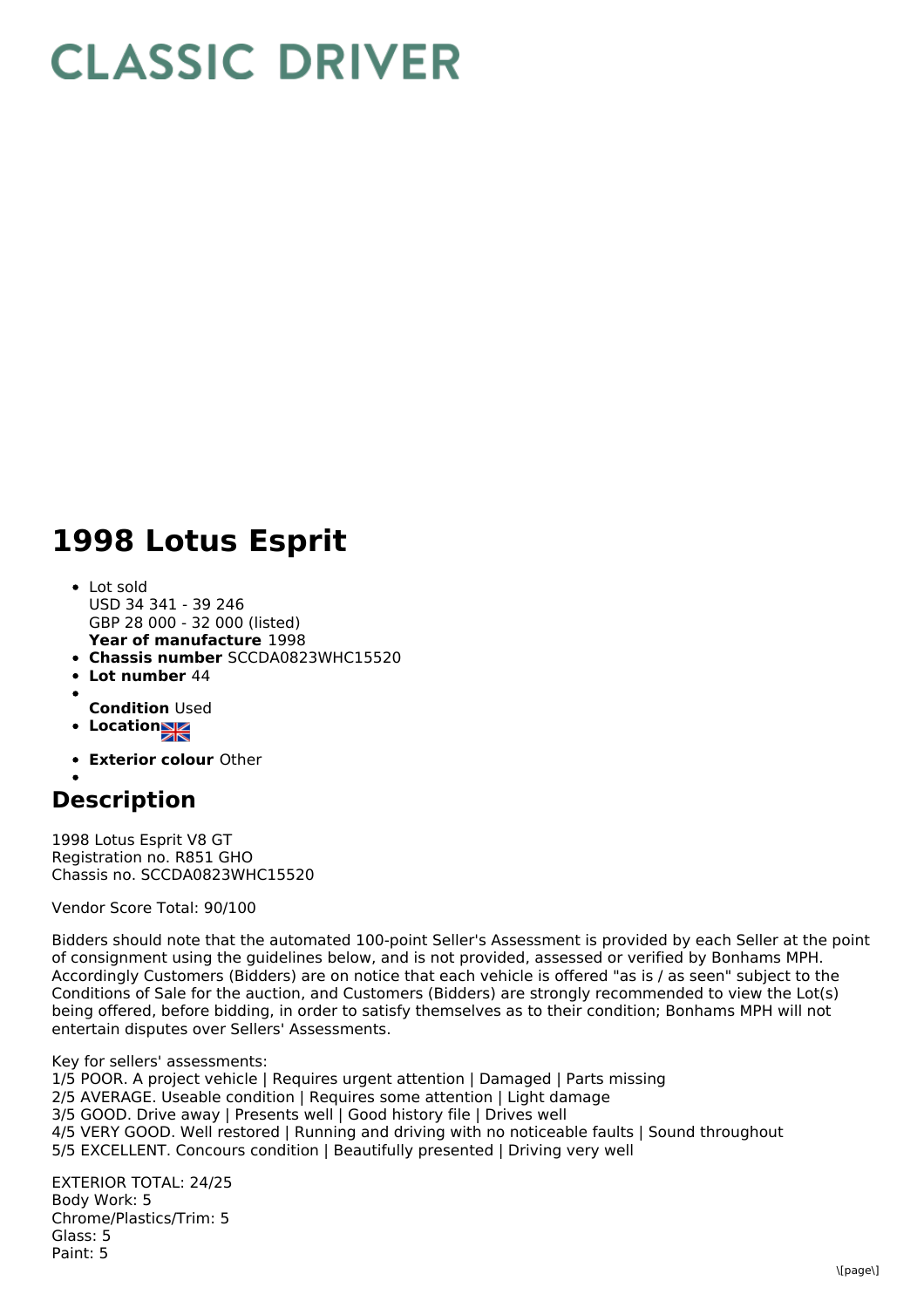# CLASSIC DRIVER

# 1998 Lotus Esprit

- Lot sold
  USD 34 341 - 39 246
  GBP 28 000 - 32 000 (listed)
  **Year of manufacture** 1998
- **Chassis number** SCCDA0823WHC15520
- **Lot number** 44
- **Condition** Used
- **Location**
- **Exterior colour** Other

## Description

1998 Lotus Esprit V8 GT
Registration no. R851 GHO
Chassis no. SCCDA0823WHC15520

Vendor Score Total: 90/100

Bidders should note that the automated 100-point Seller's Assessment is provided by each Seller at the point of consignment using the guidelines below, and is not provided, assessed or verified by Bonhams MPH. Accordingly Customers (Bidders) are on notice that each vehicle is offered "as is / as seen" subject to the Conditions of Sale for the auction, and Customers (Bidders) are strongly recommended to view the Lot(s) being offered, before bidding, in order to satisfy themselves as to their condition; Bonhams MPH will not entertain disputes over Sellers' Assessments.

Key for sellers' assessments:
1/5 POOR. A project vehicle | Requires urgent attention | Damaged | Parts missing
2/5 AVERAGE. Useable condition | Requires some attention | Light damage
3/5 GOOD. Drive away | Presents well | Good history file | Drives well
4/5 VERY GOOD. Well restored | Running and driving with no noticeable faults | Sound throughout
5/5 EXCELLENT. Concours condition | Beautifully presented | Driving very well

EXTERIOR TOTAL: 24/25
Body Work: 5
Chrome/Plastics/Trim: 5
Glass: 5
Paint: 5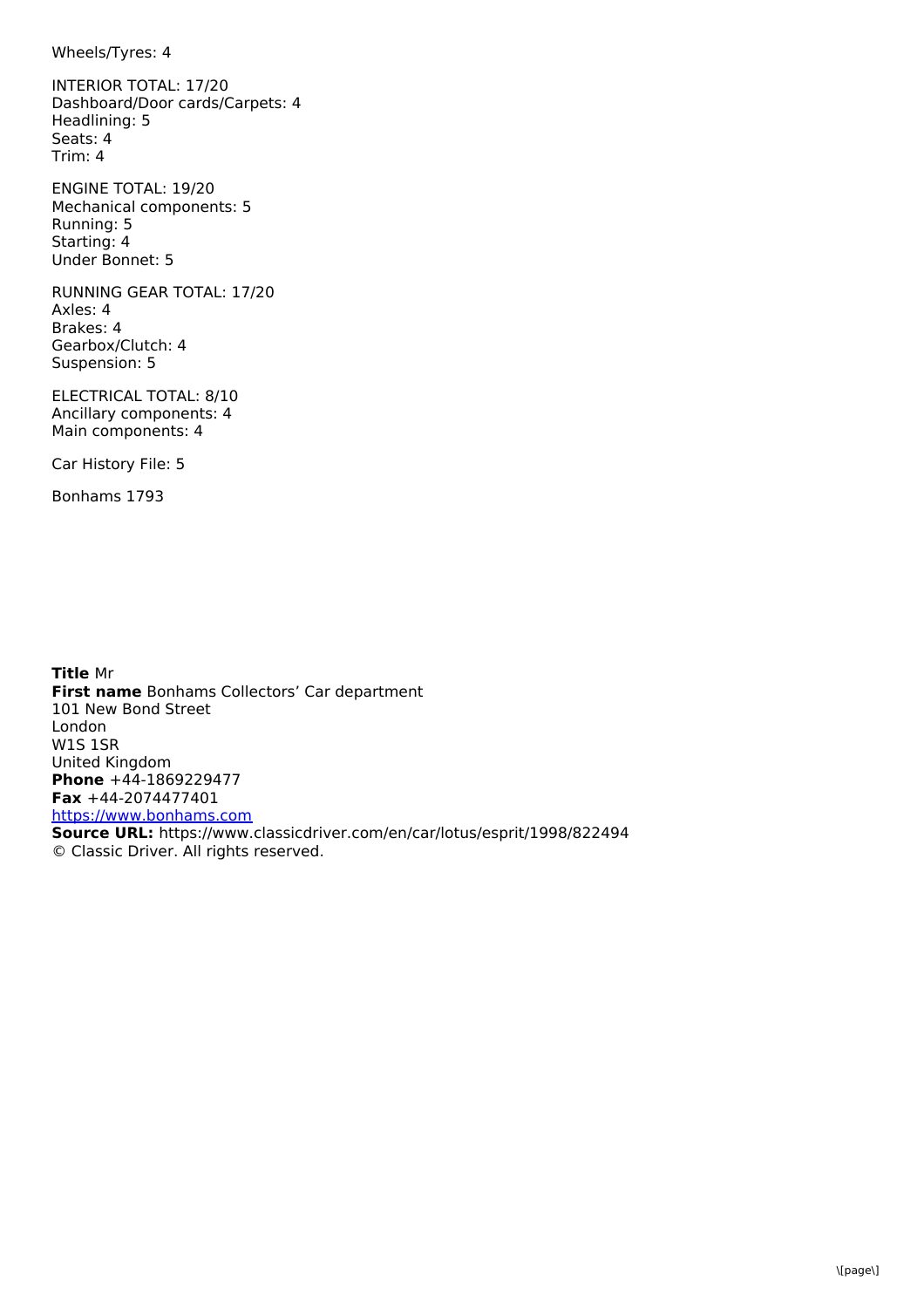Wheels/Tyres: 4

INTERIOR TOTAL: 17/20
Dashboard/Door cards/Carpets: 4
Headlining: 5
Seats: 4
Trim: 4

ENGINE TOTAL: 19/20
Mechanical components: 5
Running: 5
Starting: 4
Under Bonnet: 5

RUNNING GEAR TOTAL: 17/20
Axles: 4
Brakes: 4
Gearbox/Clutch: 4
Suspension: 5

ELECTRICAL TOTAL: 8/10
Ancillary components: 4
Main components: 4

Car History File: 5

Bonhams 1793

**Title** Mr
**First name** Bonhams Collectors' Car department
101 New Bond Street
London
W1S 1SR
United Kingdom
**Phone** +44-1869229477
**Fax** +44-2074477401
[https://www.bonhams.com](https://www.bonhams.com)
**Source URL:** https://www.classicdriver.com/en/car/lotus/esprit/1998/822494
© Classic Driver. All rights reserved.